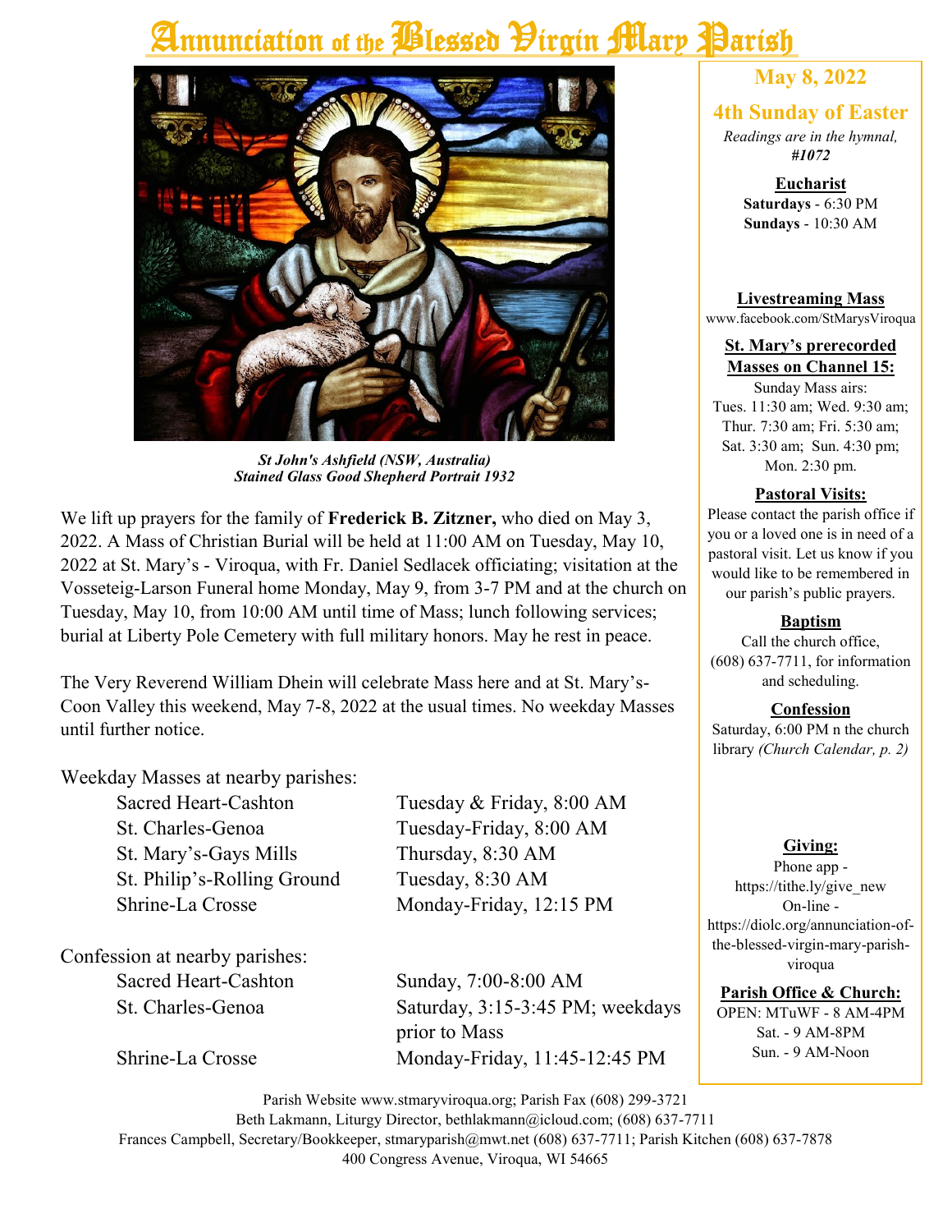# Annunciation of the Blessed Virgin Mary Parish

*St John's Ashfield (NSW, Australia)*
*Stained Glass Good Shepherd Portrait 1932*

We lift up prayers for the family of **Frederick B. Zitzner,** who died on May 3, 2022. A Mass of Christian Burial will be held at 11:00 AM on Tuesday, May 10, 2022 at St. Mary's - Viroqua, with Fr. Daniel Sedlacek officiating; visitation at the Vosseteig-Larson Funeral home Monday, May 9, from 3-7 PM and at the church on Tuesday, May 10, from 10:00 AM until time of Mass; lunch following services; burial at Liberty Pole Cemetery with full military honors. May he rest in peace.

The Very Reverend William Dhein will celebrate Mass here and at St. Mary's-Coon Valley this weekend, May 7-8, 2022 at the usual times. No weekday Masses until further notice.

Weekday Masses at nearby parishes:

| | |
|---|---|
| Sacred Heart-Cashton | Tuesday & Friday, 8:00 AM |
| St. Charles-Genoa | Tuesday-Friday, 8:00 AM |
| St. Mary's-Gays Mills | Thursday, 8:30 AM |
| St. Philip's-Rolling Ground | Tuesday, 8:30 AM |
| Shrine-La Crosse | Monday-Friday, 12:15 PM |

Confession at nearby parishes:

| | |
|---|---|
| Sacred Heart-Cashton | Sunday, 7:00-8:00 AM |
| St. Charles-Genoa | Saturday, 3:15-3:45 PM; weekdays prior to Mass |
| Shrine-La Crosse | Monday-Friday, 11:45-12:45 PM |

## May 8, 2022

## 4th Sunday of Easter

*Readings are in the hymnal, **#1072***

**Eucharist**
**Saturdays** - 6:30 PM
**Sundays** - 10:30 AM

**Livestreaming Mass**
www.facebook.com/StMarysViroqua

**St. Mary's prerecorded Masses on Channel 15:**
Sunday Mass airs:
Tues. 11:30 am; Wed. 9:30 am; Thur. 7:30 am; Fri. 5:30 am; Sat. 3:30 am; Sun. 4:30 pm; Mon. 2:30 pm.

**Pastoral Visits:**
Please contact the parish office if you or a loved one is in need of a pastoral visit. Let us know if you would like to be remembered in our parish's public prayers.

**Baptism**
Call the church office, (608) 637-7711, for information and scheduling.

**Confession**
Saturday, 6:00 PM n the church library *(Church Calendar, p. 2)*

**Giving:**
Phone app - https://tithe.ly/give_new
On-line - https://diolc.org/annunciation-of-the-blessed-virgin-mary-parish-viroqua

**Parish Office & Church:**
OPEN: MTuWF - 8 AM-4PM
Sat. - 9 AM-8PM
Sun. - 9 AM-Noon

Parish Website www.stmaryviroqua.org; Parish Fax (608) 299-3721
Beth Lakmann, Liturgy Director, bethlakmann@icloud.com; (608) 637-7711
Frances Campbell, Secretary/Bookkeeper, stmaryparish@mwt.net (608) 637-7711; Parish Kitchen (608) 637-7878
400 Congress Avenue, Viroqua, WI 54665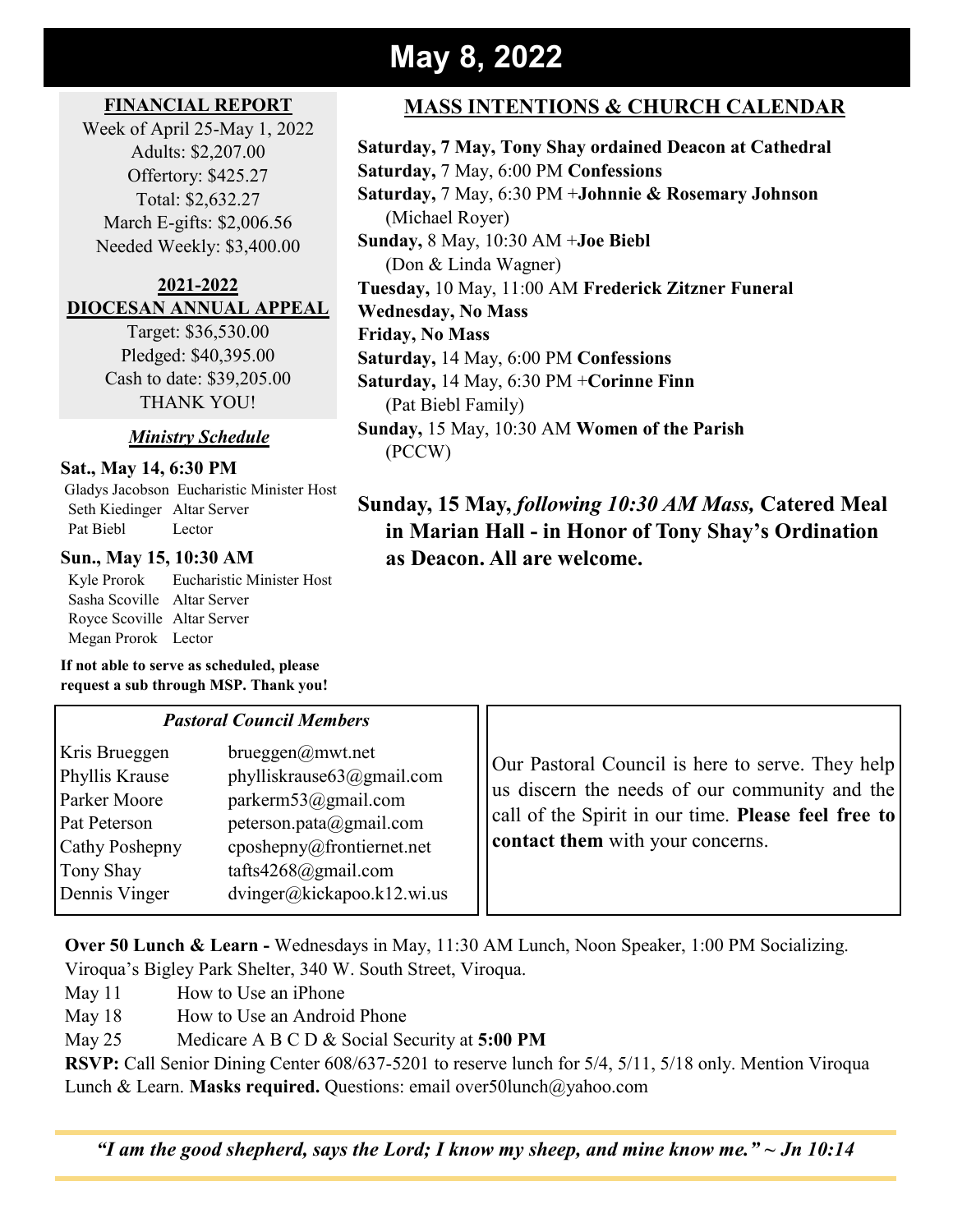# May 8, 2022

## FINANCIAL REPORT

Week of April 25-May 1, 2022
Adults: $2,207.00
Offertory: $425.27
Total: $2,632.27
March E-gifts: $2,006.56
Needed Weekly: $3,400.00

## 2021-2022 DIOCESAN ANNUAL APPEAL

Target: $36,530.00
Pledged: $40,395.00
Cash to date: $39,205.00
THANK YOU!

### *Ministry Schedule*

**Sat., May 14, 6:30 PM**

Gladys Jacobson Eucharistic Minister Host
Seth Kiedinger Altar Server
Pat Biebl Lector

**Sun., May 15, 10:30 AM**

Kyle Prorok Eucharistic Minister Host
Sasha Scoville Altar Server
Royce Scoville Altar Server
Megan Prorok Lector

**If not able to serve as scheduled, please request a sub through MSP. Thank you!**

## MASS INTENTIONS & CHURCH CALENDAR

**Saturday, 7 May, Tony Shay ordained Deacon at Cathedral**
**Saturday,** 7 May, 6:00 PM **Confessions**
**Saturday,** 7 May, 6:30 PM +**Johnnie & Rosemary Johnson** (Michael Royer)
**Sunday,** 8 May, 10:30 AM +**Joe Biebl** (Don & Linda Wagner)
**Tuesday,** 10 May, 11:00 AM **Frederick Zitzner Funeral**
**Wednesday, No Mass**
**Friday, No Mass**
**Saturday,** 14 May, 6:00 PM **Confessions**
**Saturday,** 14 May, 6:30 PM +**Corinne Finn** (Pat Biebl Family)
**Sunday,** 15 May, 10:30 AM **Women of the Parish** (PCCW)

**Sunday, 15 May, *following 10:30 AM Mass,* Catered Meal in Marian Hall - in Honor of Tony Shay's Ordination as Deacon. All are welcome.**

### *Pastoral Council Members*

| | |
|---|---|
| Kris Brueggen | brueggen@mwt.net |
| Phyllis Krause | phylliskrause63@gmail.com |
| Parker Moore | parkerm53@gmail.com |
| Pat Peterson | peterson.pata@gmail.com |
| Cathy Poshepny | cposhepny@frontiernet.net |
| Tony Shay | tafts4268@gmail.com |
| Dennis Vinger | dvinger@kickapoo.k12.wi.us |

Our Pastoral Council is here to serve. They help us discern the needs of our community and the call of the Spirit in our time. **Please feel free to contact them** with your concerns.

**Over 50 Lunch & Learn -** Wednesdays in May, 11:30 AM Lunch, Noon Speaker, 1:00 PM Socializing. Viroqua's Bigley Park Shelter, 340 W. South Street, Viroqua.

May 11 How to Use an iPhone
May 18 How to Use an Android Phone
May 25 Medicare A B C D & Social Security at **5:00 PM**

**RSVP:** Call Senior Dining Center 608/637-5201 to reserve lunch for 5/4, 5/11, 5/18 only. Mention Viroqua Lunch & Learn. **Masks required.** Questions: email over50lunch@yahoo.com

***"I am the good shepherd, says the Lord; I know my sheep, and mine know me." ~ Jn 10:14***